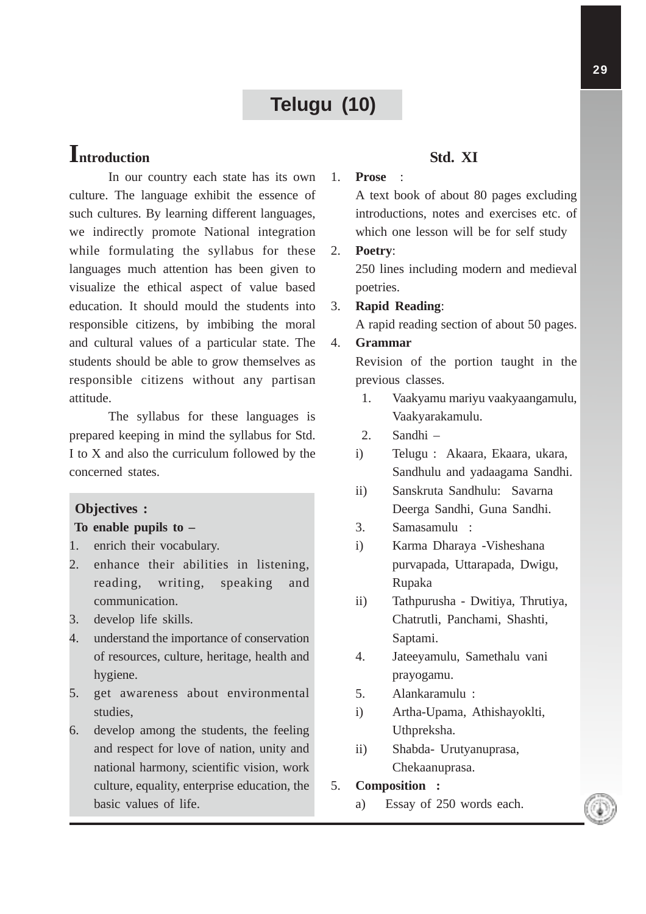# Telugu (10)

## Introduction

In our country each state has its own culture. The language exhibit the essence of such cultures. By learning different languages, we indirectly promote National integration while formulating the syllabus for these languages much attention has been given to visualize the ethical aspect of value based education. It should mould the students into responsible citizens, by imbibing the moral and cultural values of a particular state. The students should be able to grow themselves as responsible citizens without any partisan attitude.

The syllabus for these languages is prepared keeping in mind the syllabus for Std. I to X and also the curriculum followed by the concerned states.

**Objectives :**

**To enable pupils to –**

1. enrich their vocabulary.
2. enhance their abilities in listening, reading, writing, speaking and communication.
3. develop life skills.
4. understand the importance of conservation of resources, culture, heritage, health and hygiene.
5. get awareness about environmental studies,
6. develop among the students, the feeling and respect for love of nation, unity and national harmony, scientific vision, work culture, equality, enterprise education, the basic values of life.

## Std. XI

1. **Prose** :
   A text book of about 80 pages excluding introductions, notes and exercises etc. of which one lesson will be for self study
2. **Poetry**:
   250 lines including modern and medieval poetries.
3. **Rapid Reading**:
   A rapid reading section of about 50 pages.
4. **Grammar**
   Revision of the portion taught in the previous classes.
   1. Vaakyamu mariyu vaakyaangamulu, Vaakyarakamulu.
   2. Sandhi –
      i) Telugu : Akaara, Ekaara, ukara, Sandhulu and yadaagama Sandhi.
      ii) Sanskruta Sandhulu: Savarna Deerga Sandhi, Guna Sandhi.
   3. Samasamulu :
      i) Karma Dharaya -Visheshana purvapada, Uttarapada, Dwigu, Rupaka
      ii) Tathpurusha - Dwitiya, Thrutiya, Chatrutli, Panchami, Shashti, Saptami.
   4. Jateeyamulu, Samethalu vani prayogamu.
   5. Alankaramulu :
      i) Artha-Upama, Athishayoklti, Uthpreksha.
      ii) Shabda- Urutyanuprasa, Chekaanuprasa.
5. **Composition** :
   a) Essay of 250 words each.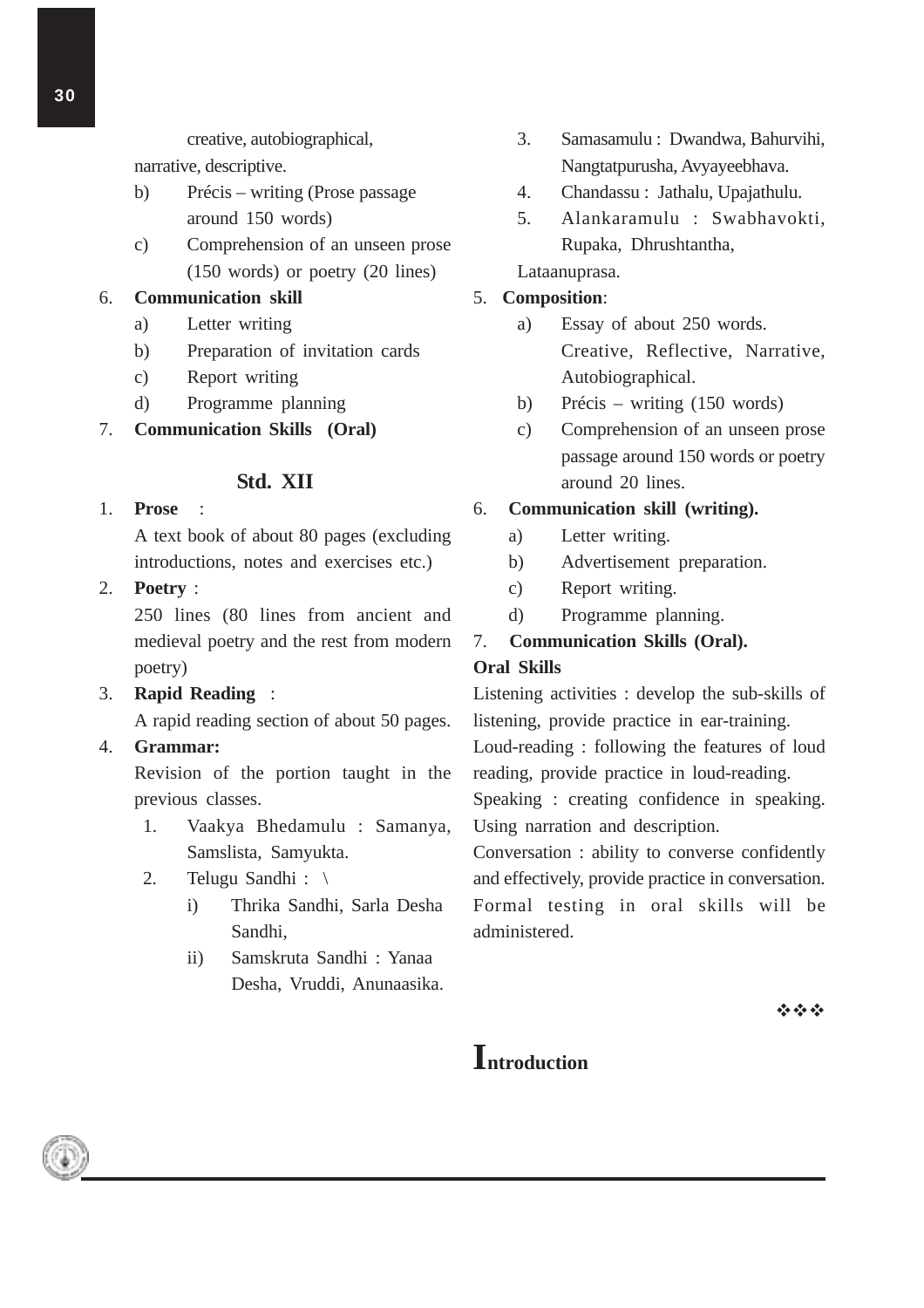creative, autobiographical, narrative, descriptive.

b) Précis – writing (Prose passage around 150 words)

c) Comprehension of an unseen prose (150 words) or poetry (20 lines)

6. **Communication skill**
   a) Letter writing
   b) Preparation of invitation cards
   c) Report writing
   d) Programme planning

7. **Communication Skills (Oral)**

## Std. XII

1. **Prose** :
   A text book of about 80 pages (excluding introductions, notes and exercises etc.)

2. **Poetry** :
   250 lines (80 lines from ancient and medieval poetry and the rest from modern poetry)

3. **Rapid Reading** :
   A rapid reading section of about 50 pages.

4. **Grammar:**
   Revision of the portion taught in the previous classes.
   1. Vaakya Bhedamulu : Samanya, Samslista, Samyukta.
   2. Telugu Sandhi : \
      i) Thrika Sandhi, Sarla Desha Sandhi,
      ii) Samskruta Sandhi : Yanaa Desha, Vruddi, Anunaasika.
   3. Samasamulu : Dwandwa, Bahurvihi, Nangtatpurusha, Avyayeebhava.
   4. Chandassu : Jathalu, Upajathulu.
   5. Alankaramulu : Swabhavokti, Rupaka, Dhrushtantha, Lataanuprasa.

5. **Composition**:
   a) Essay of about 250 words. Creative, Reflective, Narrative, Autobiographical.
   b) Précis – writing (150 words)
   c) Comprehension of an unseen prose passage around 150 words or poetry around 20 lines.

6. **Communication skill (writing).**
   a) Letter writing.
   b) Advertisement preparation.
   c) Report writing.
   d) Programme planning.

7. **Communication Skills (Oral).**

**Oral Skills**

Listening activities : develop the sub-skills of listening, provide practice in ear-training.

Loud-reading : following the features of loud reading, provide practice in loud-reading.

Speaking : creating confidence in speaking. Using narration and description.

Conversation : ability to converse confidently and effectively, provide practice in conversation.

Formal testing in oral skills will be administered.

❖❖❖

## Introduction